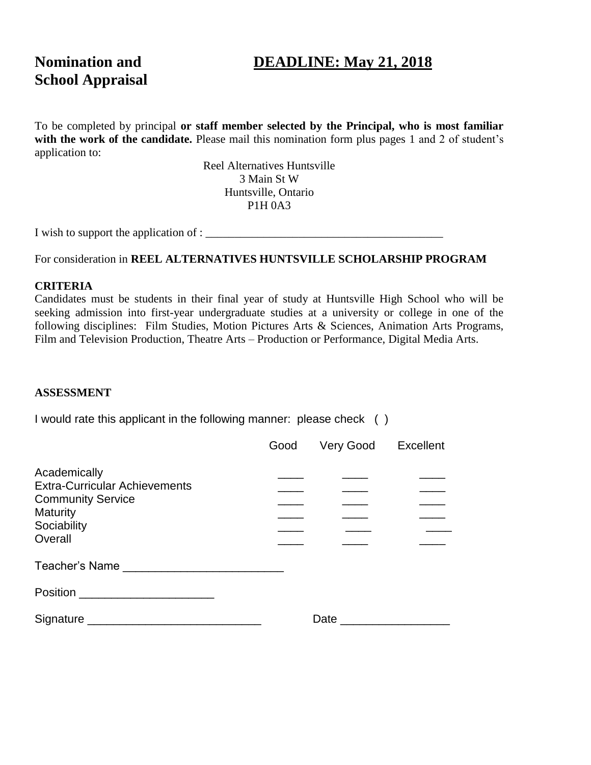# Nomination and School Appraisal

## DEADLINE: May 21, 2018

To be completed by principal **or staff member selected by the Principal, who is most familiar with the work of the candidate.** Please mail this nomination form plus pages 1 and 2 of student's application to:

Reel Alternatives Huntsville
3 Main St W
Huntsville, Ontario
P1H 0A3

I wish to support the application of : ________________________________________

For consideration in **REEL ALTERNATIVES HUNTSVILLE SCHOLARSHIP PROGRAM**

**CRITERIA**

Candidates must be students in their final year of study at Huntsville High School who will be seeking admission into first-year undergraduate studies at a university or college in one of the following disciplines: Film Studies, Motion Pictures Arts & Sciences, Animation Arts Programs, Film and Television Production, Theatre Arts – Production or Performance, Digital Media Arts.

**ASSESSMENT**

I would rate this applicant in the following manner: please check ( )

| | Good | Very Good | Excellent |
|---|---|---|---|
| Academically | ____ | ____ | ____ |
| Extra-Curricular Achievements | ____ | ____ | ____ |
| Community Service | ____ | ____ | ____ |
| Maturity | ____ | ____ | ____ |
| Sociability | ____ | ____ | ____ |
| Overall | ____ | ____ | ____ |

Teacher's Name ________________________

Position ____________________

Signature __________________________ Date ________________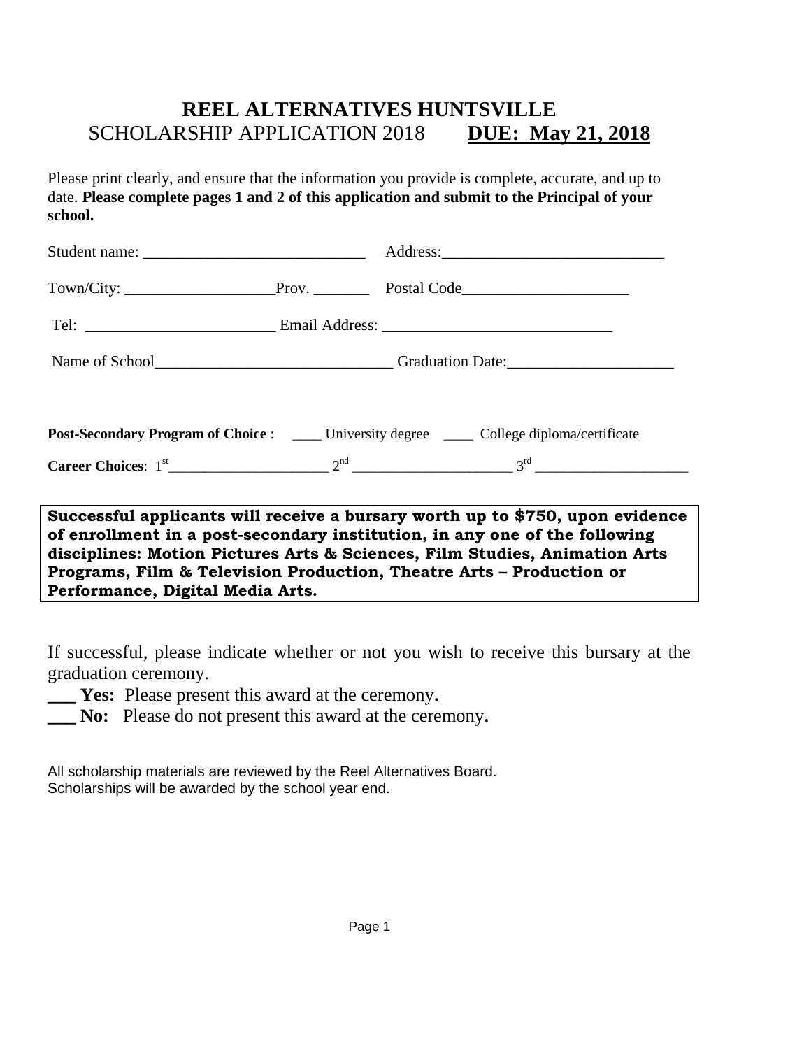# REEL ALTERNATIVES HUNTSVILLE

SCHOLARSHIP APPLICATION 2018 **DUE: May 21, 2018**

Please print clearly, and ensure that the information you provide is complete, accurate, and up to date. **Please complete pages 1 and 2 of this application and submit to the Principal of your school.**

Student name: ____________________________ Address:____________________________

Town/City: ___________________Prov. _______ Postal Code_____________________

Tel: ________________________ Email Address: _____________________________

Name of School______________________________ Graduation Date:_____________________

**Post-Secondary Program of Choice** : ____ University degree ____ College diploma/certificate

**Career Choices**: 1st_____________________ 2nd _____________________ 3rd ____________________

**Successful applicants will receive a bursary worth up to $750, upon evidence of enrollment in a post-secondary institution, in any one of the following disciplines: Motion Pictures Arts & Sciences, Film Studies, Animation Arts Programs, Film & Television Production, Theatre Arts – Production or Performance, Digital Media Arts.**

If successful, please indicate whether or not you wish to receive this bursary at the graduation ceremony.

**___ Yes:** Please present this award at the ceremony**.**

**___ No:** Please do not present this award at the ceremony**.**

All scholarship materials are reviewed by the Reel Alternatives Board.
Scholarships will be awarded by the school year end.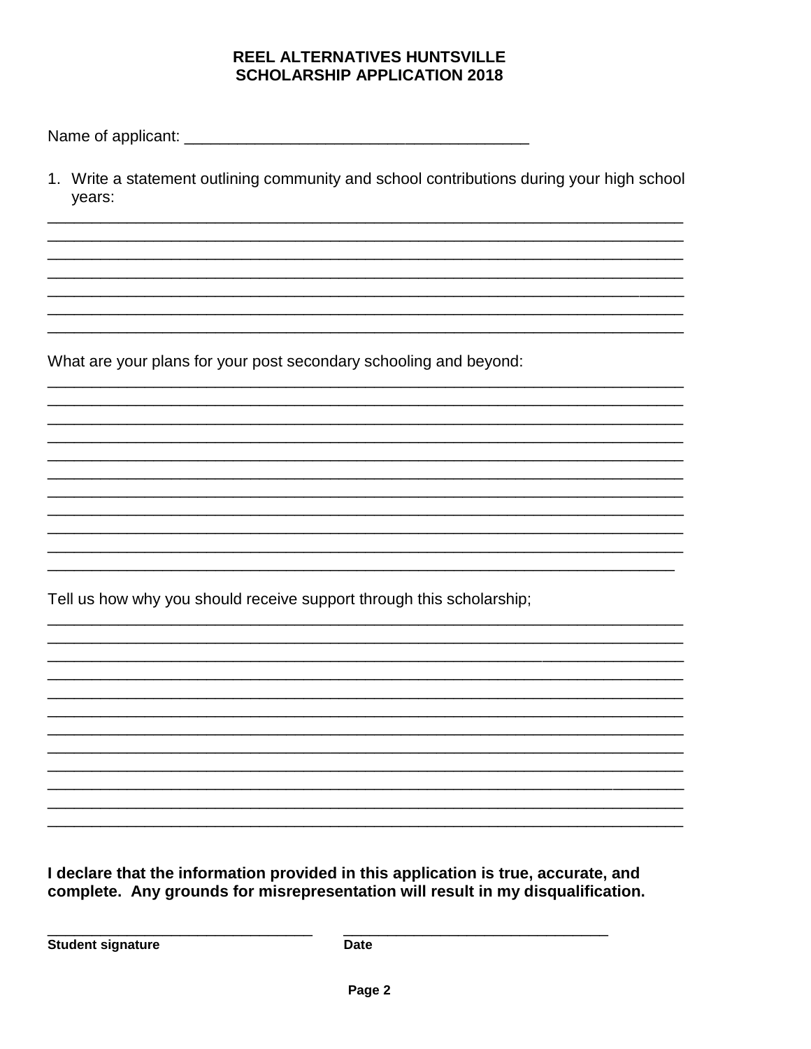**REEL ALTERNATIVES HUNTSVILLE**
**SCHOLARSHIP APPLICATION 2018**

Name of applicant: ______________________________________

1. Write a statement outlining community and school contributions during your high school years:

______________________________________________________________________
______________________________________________________________________
______________________________________________________________________
______________________________________________________________________
______________________________________________________________________
______________________________________________________________________
______________________________________________________________________

What are your plans for your post secondary schooling and beyond:

______________________________________________________________________
______________________________________________________________________
______________________________________________________________________
______________________________________________________________________
______________________________________________________________________
______________________________________________________________________
______________________________________________________________________
______________________________________________________________________
______________________________________________________________________
______________________________________________________________________
______________________________________________________________________

Tell us how why you should receive support through this scholarship;

______________________________________________________________________
______________________________________________________________________
______________________________________________________________________
______________________________________________________________________
______________________________________________________________________
______________________________________________________________________
______________________________________________________________________
______________________________________________________________________
______________________________________________________________________
______________________________________________________________________
______________________________________________________________________
______________________________________________________________________

**I declare that the information provided in this application is true, accurate, and complete. Any grounds for misrepresentation will result in my disqualification.**

_______________________________  _______________________________
**Student signature**  **Date**